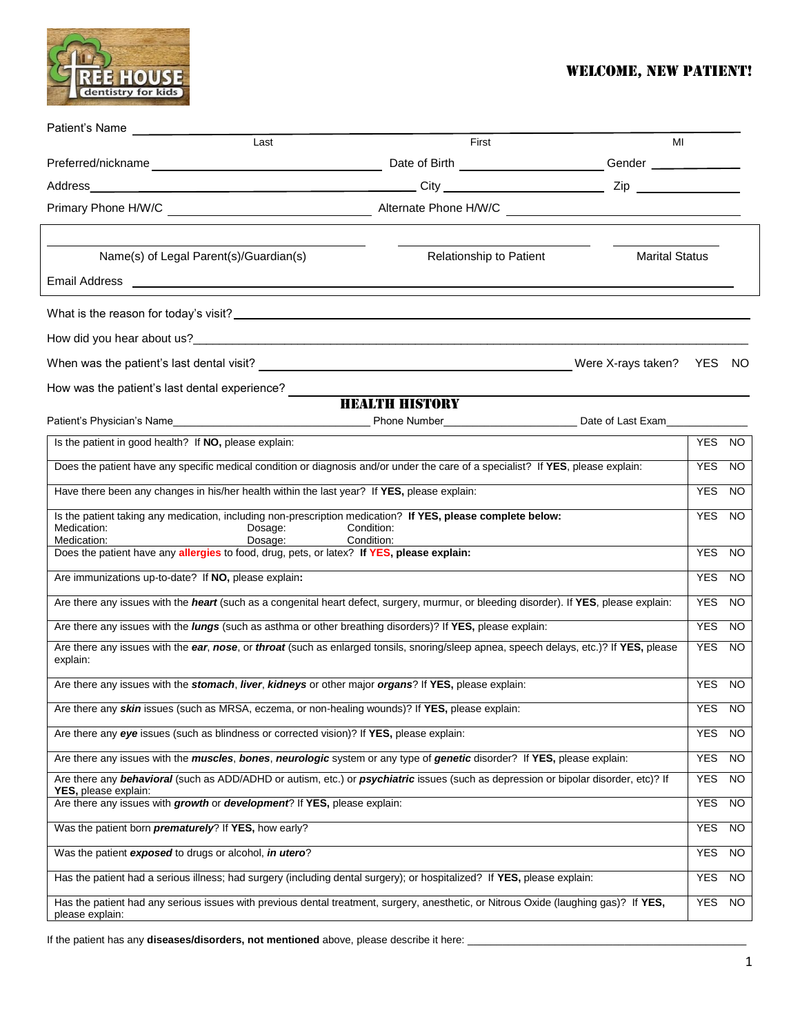TREE HOUSE dentistry for kids

# WELCOME, NEW PATIENT!

Patient's Name ______________________________________________
Last First MI

Preferred/nickname ____________________ Date of Birth ____________________ Gender ____________

Address ______________________________ City ____________________ Zip ____________

Primary Phone H/W/C ____________________ Alternate Phone H/W/C ____________________

Name(s) of Legal Parent(s)/Guardian(s) ____________________ Relationship to Patient ____________________ Marital Status ____________________

Email Address ______________________________________________

What is the reason for today's visit? ______________________________________________

How did you hear about us? ______________________________________________

When was the patient's last dental visit? ____________________ Were X-rays taken? YES NO

How was the patient's last dental experience? ______________________________________________

## HEALTH HISTORY

Patient's Physician's Name ____________________ Phone Number ____________________ Date of Last Exam ____________

| | | |
|---|---|---|
| Is the patient in good health? If **NO,** please explain: | YES | NO |
| Does the patient have any specific medical condition or diagnosis and/or under the care of a specialist? If **YES**, please explain: | YES | NO |
| Have there been any changes in his/her health within the last year? If **YES,** please explain: | YES | NO |
| Is the patient taking any medication, including non-prescription medication? **If YES, please complete below:**<br>Medication: Dosage: Condition:<br>Medication: Dosage: Condition: | YES | NO |
| Does the patient have any allergies to food, drug, pets, or latex? **If YES, please explain:** | YES | NO |
| Are immunizations up-to-date? If **NO,** please explain**:** | YES | NO |
| Are there any issues with the ***heart*** (such as a congenital heart defect, surgery, murmur, or bleeding disorder). If **YES**, please explain: | YES | NO |
| Are there any issues with the ***lungs*** (such as asthma or other breathing disorders)? If **YES,** please explain: | YES | NO |
| Are there any issues with the ***ear***, ***nose***, or ***throat*** (such as enlarged tonsils, snoring/sleep apnea, speech delays, etc.)? If **YES,** please explain: | YES | NO |
| Are there any issues with the ***stomach***, ***liver***, ***kidneys*** or other major ***organs***? If **YES,** please explain: | YES | NO |
| Are there any ***skin*** issues (such as MRSA, eczema, or non-healing wounds)? If **YES,** please explain: | YES | NO |
| Are there any ***eye*** issues (such as blindness or corrected vision)? If **YES,** please explain: | YES | NO |
| Are there any issues with the ***muscles***, ***bones***, ***neurologic*** system or any type of ***genetic*** disorder? If **YES,** please explain: | YES | NO |
| Are there any ***behavioral*** (such as ADD/ADHD or autism, etc.) or ***psychiatric*** issues (such as depression or bipolar disorder, etc)? If **YES,** please explain: | YES | NO |
| Are there any issues with ***growth*** or ***development***? If **YES,** please explain: | YES | NO |
| Was the patient born ***prematurely***? If **YES,** how early? | YES | NO |
| Was the patient ***exposed*** to drugs or alcohol, ***in utero***? | YES | NO |
| Has the patient had a serious illness; had surgery (including dental surgery); or hospitalized? If **YES,** please explain: | YES | NO |
| Has the patient had any serious issues with previous dental treatment, surgery, anesthetic, or Nitrous Oxide (laughing gas)? If **YES,** please explain: | YES | NO |

If the patient has any **diseases/disorders, not mentioned** above, please describe it here: ______________________________________________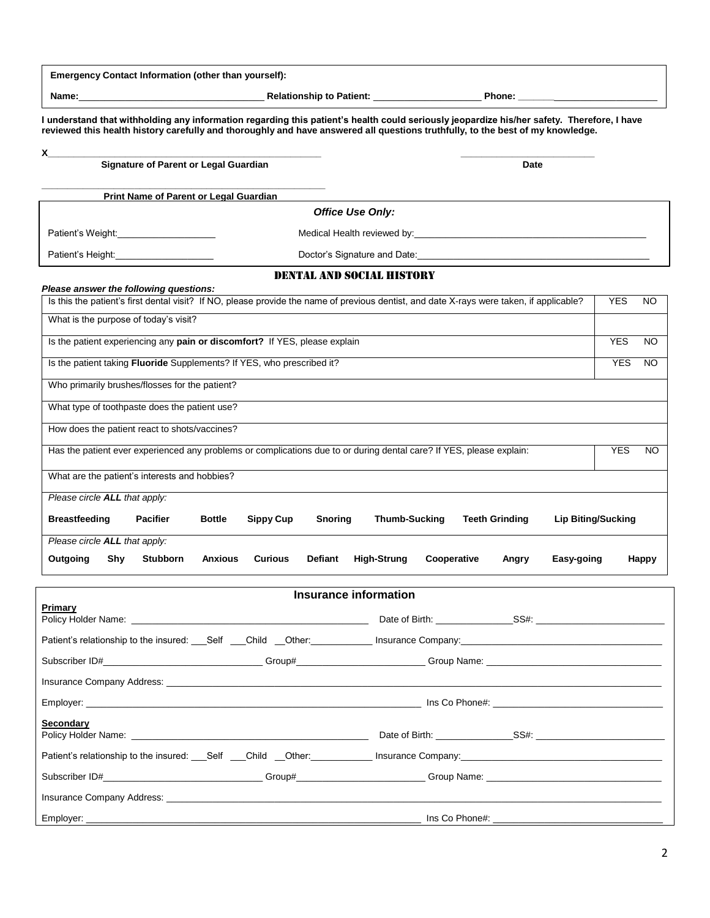**Emergency Contact Information (other than yourself):**

**Name:**___________________________________ **Relationship to Patient:** ____________________ **Phone:** ___________________________

**I understand that withholding any information regarding this patient's health could seriously jeopardize his/her safety. Therefore, I have reviewed this health history carefully and thoroughly and have answered all questions truthfully, to the best of my knowledge.**

**X**_____________________________________________________ _________________________

**Signature of Parent or Legal Guardian** **Date**

_____________________________________________________

**Print Name of Parent or Legal Guardian**

***Office Use Only:***

Patient's Weight:___________________ Medical Health reviewed by:_____________________________________________

Patient's Height:___________________ Doctor's Signature and Date:_____________________________________________

## DENTAL AND SOCIAL HISTORY

***Please answer the following questions:***

| | | |
|---|---|---|
| Is this the patient's first dental visit? If NO, please provide the name of previous dentist, and date X-rays were taken, if applicable? | YES | NO |
| What is the purpose of today's visit? | | |
| Is the patient experiencing any **pain or discomfort?** If YES, please explain | YES | NO |
| Is the patient taking **Fluoride** Supplements? If YES, who prescribed it? | YES | NO |
| Who primarily brushes/flosses for the patient? | | |
| What type of toothpaste does the patient use? | | |
| How does the patient react to shots/vaccines? | | |
| Has the patient ever experienced any problems or complications due to or during dental care? If YES, please explain: | YES | NO |
| What are the patient's interests and hobbies? | | |

*Please circle **ALL** that apply:*

**Breastfeeding** **Pacifier** **Bottle** **Sippy Cup** **Snoring** **Thumb-Sucking** **Teeth Grinding** **Lip Biting/Sucking**

*Please circle **ALL** that apply:*

**Outgoing** **Shy** **Stubborn** **Anxious** **Curious** **Defiant** **High-Strung** **Cooperative** **Angry** **Easy-going** **Happy**

## Insurance information

**Primary**

Policy Holder Name: _____________________________________________ Date of Birth: _______________SS#: _________________________

Patient's relationship to the insured: ___Self ___Child __Other:____________ Insurance Company:_____________________________________

Subscriber ID#______________________________ Group#________________________ Group Name: _________________________________

Insurance Company Address: ____________________________________________________________________________________________

Employer: _______________________________________________________________ Ins Co Phone#: ________________________________

**Secondary**

Policy Holder Name: _____________________________________________ Date of Birth: _______________SS#: _________________________

Patient's relationship to the insured: ___Self ___Child __Other:____________ Insurance Company:_____________________________________

Subscriber ID#______________________________ Group#________________________ Group Name: _________________________________

Insurance Company Address: ____________________________________________________________________________________________

Employer: _______________________________________________________________ Ins Co Phone#: ________________________________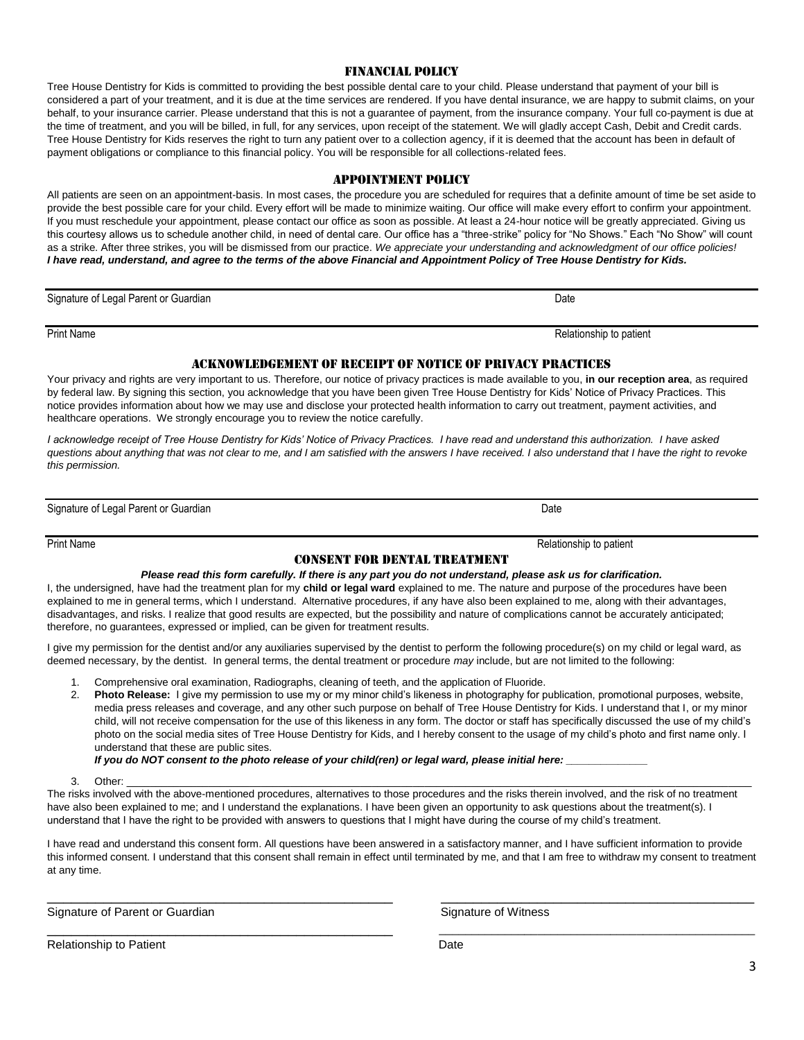## FINANCIAL POLICY

Tree House Dentistry for Kids is committed to providing the best possible dental care to your child. Please understand that payment of your bill is considered a part of your treatment, and it is due at the time services are rendered. If you have dental insurance, we are happy to submit claims, on your behalf, to your insurance carrier. Please understand that this is not a guarantee of payment, from the insurance company. Your full co-payment is due at the time of treatment, and you will be billed, in full, for any services, upon receipt of the statement. We will gladly accept Cash, Debit and Credit cards. Tree House Dentistry for Kids reserves the right to turn any patient over to a collection agency, if it is deemed that the account has been in default of payment obligations or compliance to this financial policy. You will be responsible for all collections-related fees.

## APPOINTMENT POLICY

All patients are seen on an appointment-basis. In most cases, the procedure you are scheduled for requires that a definite amount of time be set aside to provide the best possible care for your child. Every effort will be made to minimize waiting. Our office will make every effort to confirm your appointment. If you must reschedule your appointment, please contact our office as soon as possible. At least a 24-hour notice will be greatly appreciated. Giving us this courtesy allows us to schedule another child, in need of dental care. Our office has a "three-strike" policy for "No Shows." Each "No Show" will count as a strike. After three strikes, you will be dismissed from our practice. *We appreciate your understanding and acknowledgment of our office policies!*
***I have read, understand, and agree to the terms of the above Financial and Appointment Policy of Tree House Dentistry for Kids.***

Signature of Legal Parent or Guardian ______________________ Date ____________

Print Name ______________________ Relationship to patient ____________

## ACKNOWLEDGEMENT OF RECEIPT OF NOTICE OF PRIVACY PRACTICES

Your privacy and rights are very important to us. Therefore, our notice of privacy practices is made available to you, **in our reception area**, as required by federal law. By signing this section, you acknowledge that you have been given Tree House Dentistry for Kids' Notice of Privacy Practices. This notice provides information about how we may use and disclose your protected health information to carry out treatment, payment activities, and healthcare operations. We strongly encourage you to review the notice carefully.

*I acknowledge receipt of Tree House Dentistry for Kids' Notice of Privacy Practices. I have read and understand this authorization. I have asked questions about anything that was not clear to me, and I am satisfied with the answers I have received. I also understand that I have the right to revoke this permission.*

Signature of Legal Parent or Guardian ______________________ Date ____________

Print Name ______________________ Relationship to patient ____________

## CONSENT FOR DENTAL TREATMENT

***Please read this form carefully. If there is any part you do not understand, please ask us for clarification.***

I, the undersigned, have had the treatment plan for my **child or legal ward** explained to me. The nature and purpose of the procedures have been explained to me in general terms, which I understand. Alternative procedures, if any have also been explained to me, along with their advantages, disadvantages, and risks. I realize that good results are expected, but the possibility and nature of complications cannot be accurately anticipated; therefore, no guarantees, expressed or implied, can be given for treatment results.

I give my permission for the dentist and/or any auxiliaries supervised by the dentist to perform the following procedure(s) on my child or legal ward, as deemed necessary, by the dentist. In general terms, the dental treatment or procedure *may* include, but are not limited to the following:

1. Comprehensive oral examination, Radiographs, cleaning of teeth, and the application of Fluoride.
2. **Photo Release:** I give my permission to use my or my minor child's likeness in photography for publication, promotional purposes, website, media press releases and coverage, and any other such purpose on behalf of Tree House Dentistry for Kids. I understand that I, or my minor child, will not receive compensation for the use of this likeness in any form. The doctor or staff has specifically discussed the use of my child's photo on the social media sites of Tree House Dentistry for Kids, and I hereby consent to the usage of my child's photo and first name only. I understand that these are public sites.
   ***If you do NOT consent to the photo release of your child(ren) or legal ward, please initial here: _____________***
3. Other: ________________________________________________________________

The risks involved with the above-mentioned procedures, alternatives to those procedures and the risks therein involved, and the risk of no treatment have also been explained to me; and I understand the explanations. I have been given an opportunity to ask questions about the treatment(s). I understand that I have the right to be provided with answers to questions that I might have during the course of my child's treatment.

I have read and understand this consent form. All questions have been answered in a satisfactory manner, and I have sufficient information to provide this informed consent. I understand that this consent shall remain in effect until terminated by me, and that I am free to withdraw my consent to treatment at any time.

______________________________ ______________________________
Signature of Parent or Guardian Signature of Witness

______________________________ ______________________________
Relationship to Patient Date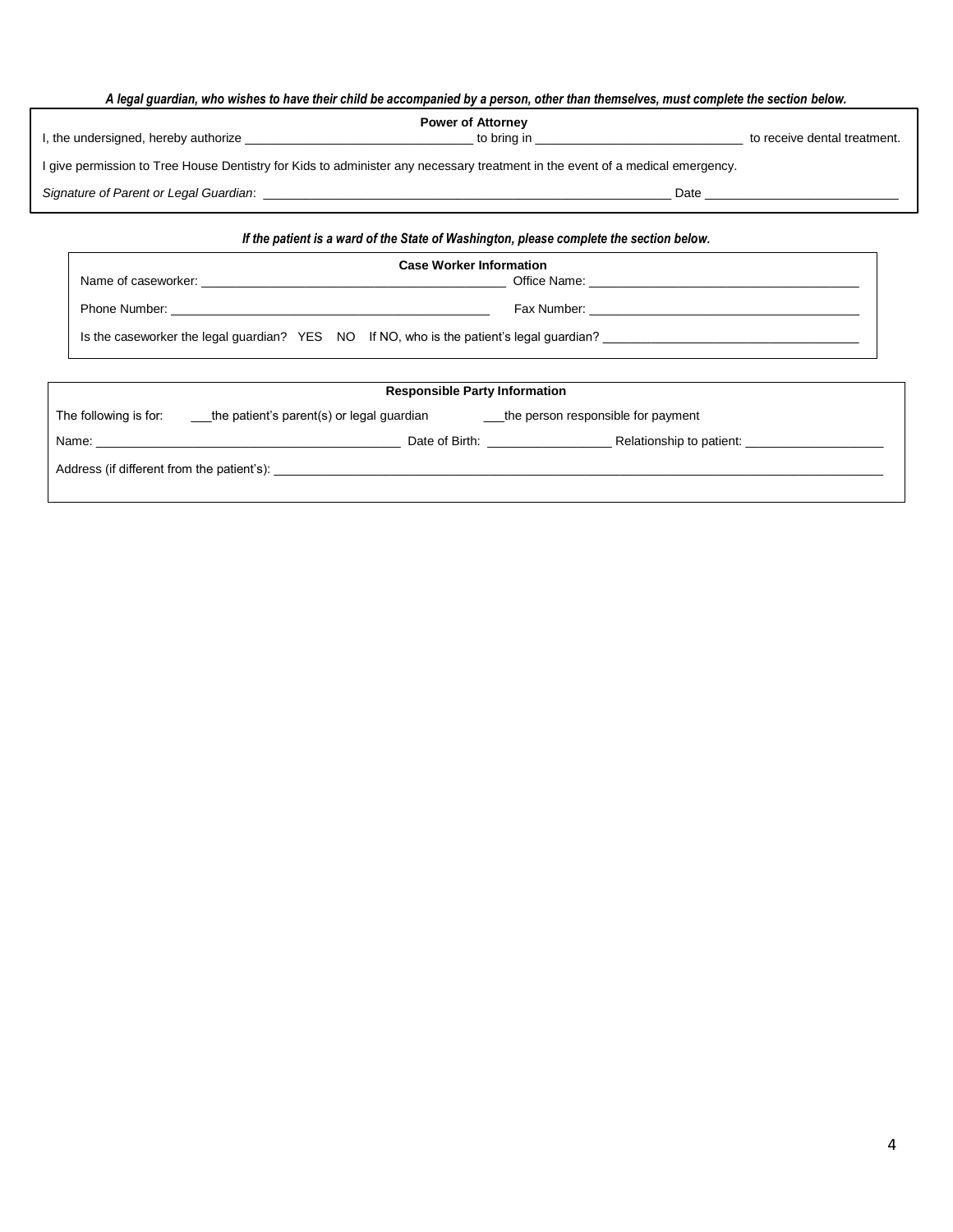***A legal guardian, who wishes to have their child be accompanied by a person, other than themselves, must complete the section below.***

**Power of Attorney**

I, the undersigned, hereby authorize ________________________________ to bring in ______________________________ to receive dental treatment.

I give permission to Tree House Dentistry for Kids to administer any necessary treatment in the event of a medical emergency.

*Signature of Parent or Legal Guardian*: ____________________________________________________________ Date ___________________________

***If the patient is a ward of the State of Washington, please complete the section below.***

**Case Worker Information**

Name of caseworker: ____________________________________________ Office Name: ______________________________________

Phone Number: ______________________________________________ Fax Number: ______________________________________

Is the caseworker the legal guardian? YES NO If NO, who is the patient's legal guardian? ____________________________________

**Responsible Party Information**

The following is for: ___the patient's parent(s) or legal guardian ___the person responsible for payment

Name: ____________________________________________ Date of Birth: _________________ Relationship to patient: ___________________

Address (if different from the patient's): ____________________________________________________________________________________